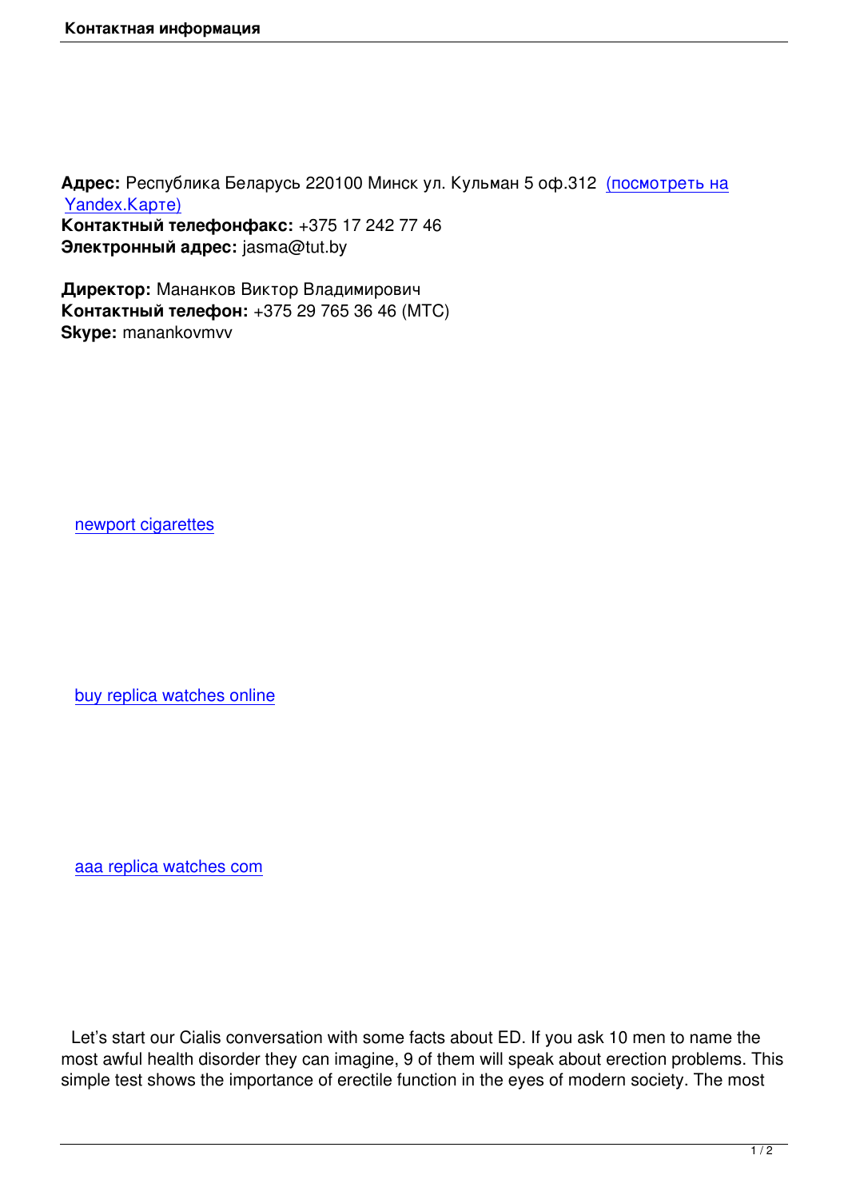# Контактная информация

**Адрес:** Республика Беларусь 220100 Минск ул. Кульман 5 оф.312 (посмотреть на Yandex.Карте)
**Контактный телефонфакс:** +375 17 242 77 46
**Электронный адрес:** jasma@tut.by

**Директор:** Мананков Виктор Владимирович
**Контактный телефон:** +375 29 765 36 46 (МТС)
**Skype:** manankovmvv

newport cigarettes

buy replica watches online

aaa replica watches com

Let’s start our Cialis conversation with some facts about ED. If you ask 10 men to name the most awful health disorder they can imagine, 9 of them will speak about erection problems. This simple test shows the importance of erectile function in the eyes of modern society. The most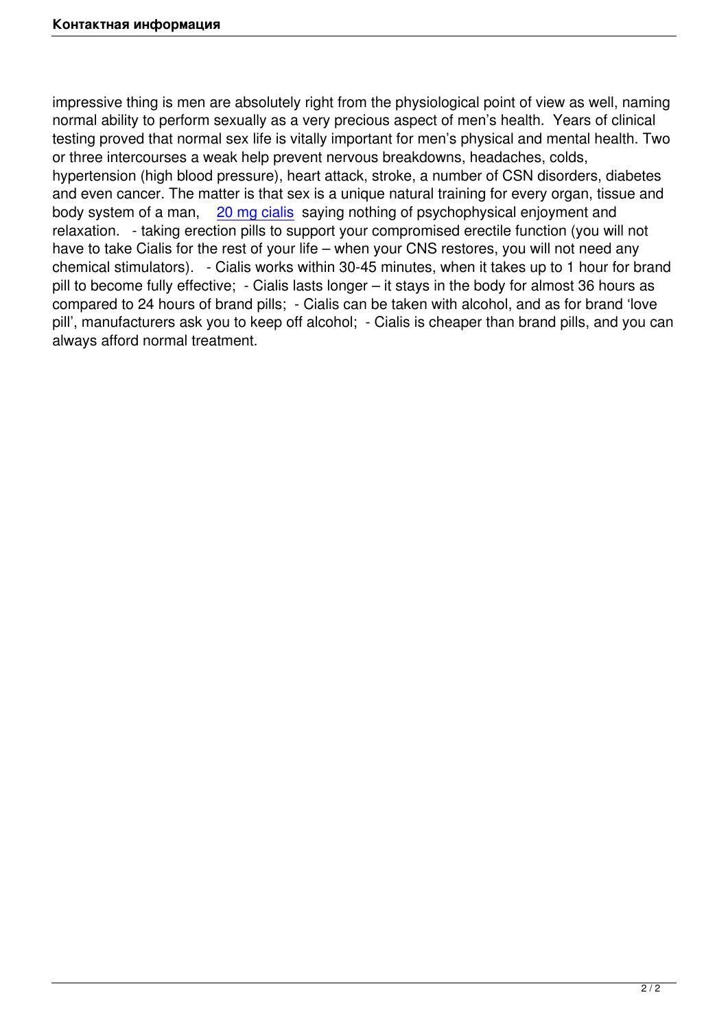impressive thing is men are absolutely right from the physiological point of view as well, naming normal ability to perform sexually as a very precious aspect of men's health. Years of clinical testing proved that normal sex life is vitally important for men's physical and mental health. Two or three intercourses a weak help prevent nervous breakdowns, headaches, colds, hypertension (high blood pressure), heart attack, stroke, a number of CSN disorders, diabetes and even cancer. The matter is that sex is a unique natural training for every organ, tissue and body system of a man, 20 mg cialis saying nothing of psychophysical enjoyment and relaxation. - taking erection pills to support your compromised erectile function (you will not have to take Cialis for the rest of your life – when your CNS restores, you will not need any chemical stimulators). - Cialis works within 30-45 minutes, when it takes up to 1 hour for brand pill to become fully effective; - Cialis lasts longer – it stays in the body for almost 36 hours as compared to 24 hours of brand pills; - Cialis can be taken with alcohol, and as for brand 'love pill', manufacturers ask you to keep off alcohol; - Cialis is cheaper than brand pills, and you can always afford normal treatment.